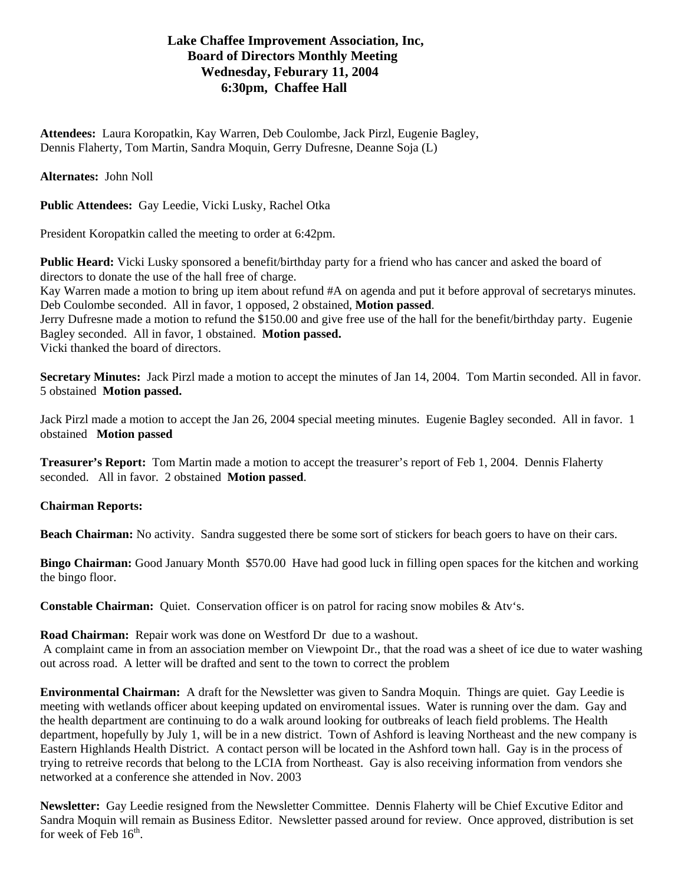# Lake Chaffee Improvement Association, Inc,
## Board of Directors Monthly Meeting
## Wednesday, Feburary 11, 2004
## 6:30pm, Chaffee Hall

**Attendees:** Laura Koropatkin, Kay Warren, Deb Coulombe, Jack Pirzl, Eugenie Bagley, Dennis Flaherty, Tom Martin, Sandra Moquin, Gerry Dufresne, Deanne Soja (L)

**Alternates:** John Noll

**Public Attendees:** Gay Leedie, Vicki Lusky, Rachel Otka

President Koropatkin called the meeting to order at 6:42pm.

**Public Heard:** Vicki Lusky sponsored a benefit/birthday party for a friend who has cancer and asked the board of directors to donate the use of the hall free of charge.
Kay Warren made a motion to bring up item about refund #A on agenda and put it before approval of secretarys minutes. Deb Coulombe seconded. All in favor, 1 opposed, 2 obstained, **Motion passed**.
Jerry Dufresne made a motion to refund the $150.00 and give free use of the hall for the benefit/birthday party. Eugenie Bagley seconded. All in favor, 1 obstained. **Motion passed.**
Vicki thanked the board of directors.

**Secretary Minutes:** Jack Pirzl made a motion to accept the minutes of Jan 14, 2004. Tom Martin seconded. All in favor. 5 obstained **Motion passed.**

Jack Pirzl made a motion to accept the Jan 26, 2004 special meeting minutes. Eugenie Bagley seconded. All in favor. 1 obstained **Motion passed**

**Treasurer's Report:** Tom Martin made a motion to accept the treasurer's report of Feb 1, 2004. Dennis Flaherty seconded. All in favor. 2 obstained **Motion passed**.

**Chairman Reports:**

**Beach Chairman:** No activity. Sandra suggested there be some sort of stickers for beach goers to have on their cars.

**Bingo Chairman:** Good January Month $570.00 Have had good luck in filling open spaces for the kitchen and working the bingo floor.

**Constable Chairman:** Quiet. Conservation officer is on patrol for racing snow mobiles & Atv's.

**Road Chairman:** Repair work was done on Westford Dr due to a washout.
A complaint came in from an association member on Viewpoint Dr., that the road was a sheet of ice due to water washing out across road. A letter will be drafted and sent to the town to correct the problem

**Environmental Chairman:** A draft for the Newsletter was given to Sandra Moquin. Things are quiet. Gay Leedie is meeting with wetlands officer about keeping updated on enviromental issues. Water is running over the dam. Gay and the health department are continuing to do a walk around looking for outbreaks of leach field problems. The Health department, hopefully by July 1, will be in a new district. Town of Ashford is leaving Northeast and the new company is Eastern Highlands Health District. A contact person will be located in the Ashford town hall. Gay is in the process of trying to retreive records that belong to the LCIA from Northeast. Gay is also receiving information from vendors she networked at a conference she attended in Nov. 2003

**Newsletter:** Gay Leedie resigned from the Newsletter Committee. Dennis Flaherty will be Chief Excutive Editor and Sandra Moquin will remain as Business Editor. Newsletter passed around for review. Once approved, distribution is set for week of Feb 16th.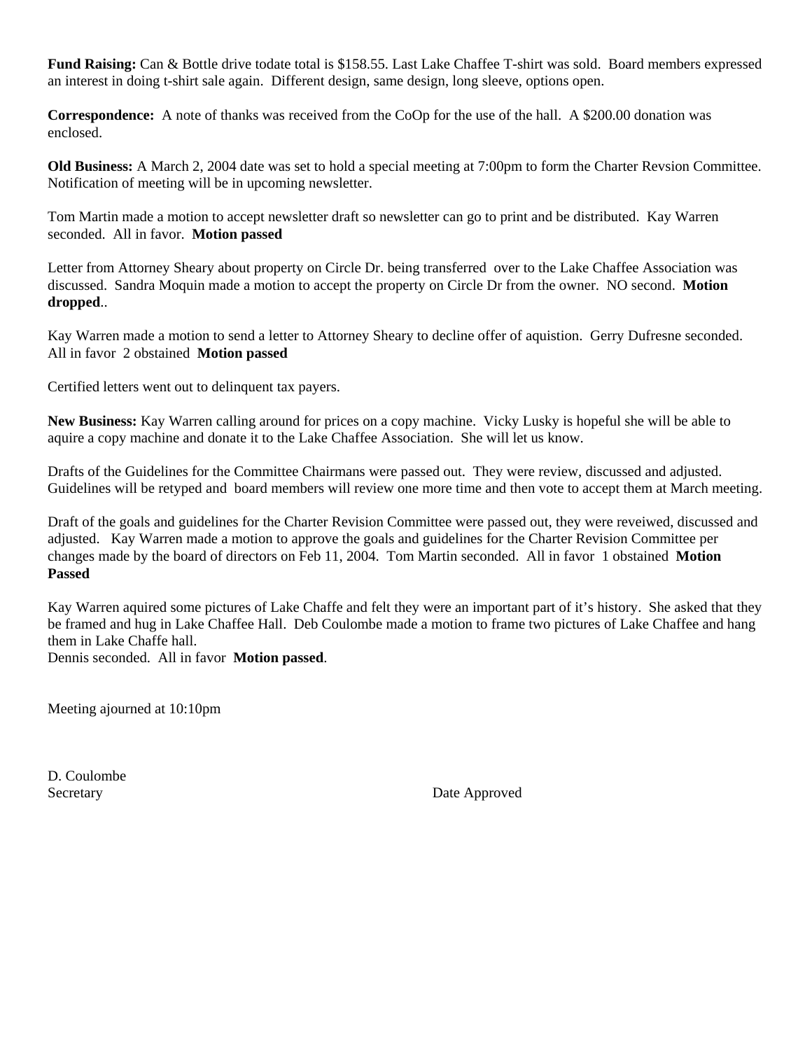**Fund Raising:** Can & Bottle drive todate total is $158.55. Last Lake Chaffee T-shirt was sold. Board members expressed an interest in doing t-shirt sale again. Different design, same design, long sleeve, options open.

**Correspondence:** A note of thanks was received from the CoOp for the use of the hall. A $200.00 donation was enclosed.

**Old Business:** A March 2, 2004 date was set to hold a special meeting at 7:00pm to form the Charter Revsion Committee. Notification of meeting will be in upcoming newsletter.

Tom Martin made a motion to accept newsletter draft so newsletter can go to print and be distributed. Kay Warren seconded. All in favor. **Motion passed**

Letter from Attorney Sheary about property on Circle Dr. being transferred over to the Lake Chaffee Association was discussed. Sandra Moquin made a motion to accept the property on Circle Dr from the owner. NO second. **Motion dropped**..

Kay Warren made a motion to send a letter to Attorney Sheary to decline offer of aquistion. Gerry Dufresne seconded. All in favor 2 obstained **Motion passed**

Certified letters went out to delinquent tax payers.

**New Business:** Kay Warren calling around for prices on a copy machine. Vicky Lusky is hopeful she will be able to aquire a copy machine and donate it to the Lake Chaffee Association. She will let us know.

Drafts of the Guidelines for the Committee Chairmans were passed out. They were review, discussed and adjusted. Guidelines will be retyped and board members will review one more time and then vote to accept them at March meeting.

Draft of the goals and guidelines for the Charter Revision Committee were passed out, they were reveiwed, discussed and adjusted. Kay Warren made a motion to approve the goals and guidelines for the Charter Revision Committee per changes made by the board of directors on Feb 11, 2004. Tom Martin seconded. All in favor 1 obstained **Motion Passed**

Kay Warren aquired some pictures of Lake Chaffe and felt they were an important part of it's history. She asked that they be framed and hug in Lake Chaffee Hall. Deb Coulombe made a motion to frame two pictures of Lake Chaffee and hang them in Lake Chaffe hall.
Dennis seconded. All in favor **Motion passed**.

Meeting ajourned at 10:10pm

D. Coulombe
Secretary                                                                                    Date Approved